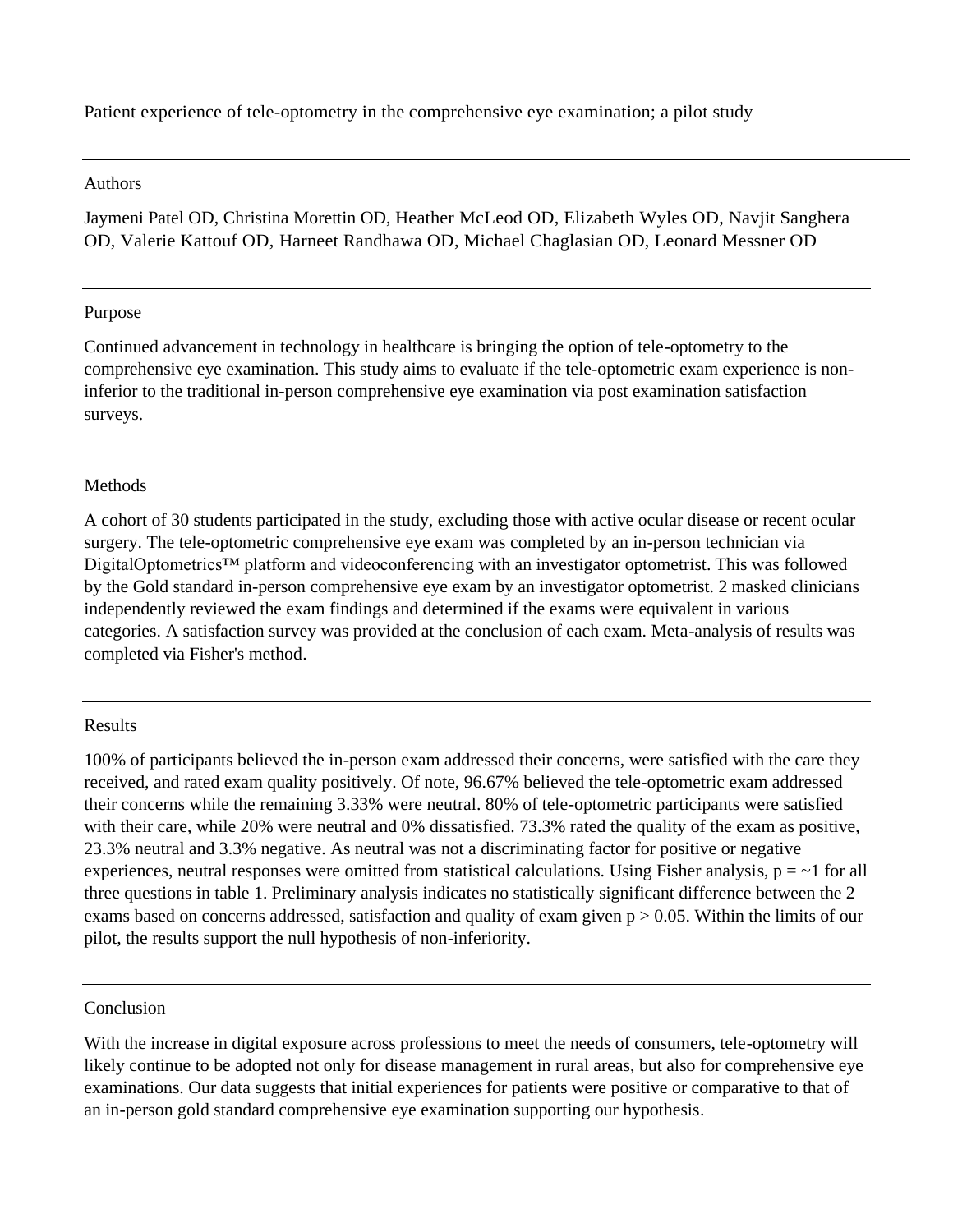# Patient experience of tele-optometry in the comprehensive eye examination; a pilot study

## Authors

Jaymeni Patel OD, Christina Morettin OD, Heather McLeod OD, Elizabeth Wyles OD, Navjit Sanghera OD, Valerie Kattouf OD, Harneet Randhawa OD, Michael Chaglasian OD, Leonard Messner OD

## Purpose

Continued advancement in technology in healthcare is bringing the option of tele-optometry to the comprehensive eye examination. This study aims to evaluate if the tele-optometric exam experience is non-inferior to the traditional in-person comprehensive eye examination via post examination satisfaction surveys.

## Methods

A cohort of 30 students participated in the study, excluding those with active ocular disease or recent ocular surgery. The tele-optometric comprehensive eye exam was completed by an in-person technician via DigitalOptometrics™ platform and videoconferencing with an investigator optometrist. This was followed by the Gold standard in-person comprehensive eye exam by an investigator optometrist. 2 masked clinicians independently reviewed the exam findings and determined if the exams were equivalent in various categories. A satisfaction survey was provided at the conclusion of each exam. Meta-analysis of results was completed via Fisher's method.

## Results

100% of participants believed the in-person exam addressed their concerns, were satisfied with the care they received, and rated exam quality positively. Of note, 96.67% believed the tele-optometric exam addressed their concerns while the remaining 3.33% were neutral. 80% of tele-optometric participants were satisfied with their care, while 20% were neutral and 0% dissatisfied. 73.3% rated the quality of the exam as positive, 23.3% neutral and 3.3% negative. As neutral was not a discriminating factor for positive or negative experiences, neutral responses were omitted from statistical calculations. Using Fisher analysis, $p = \sim 1$ for all three questions in table 1. Preliminary analysis indicates no statistically significant difference between the 2 exams based on concerns addressed, satisfaction and quality of exam given $p > 0.05$. Within the limits of our pilot, the results support the null hypothesis of non-inferiority.

## Conclusion

With the increase in digital exposure across professions to meet the needs of consumers, tele-optometry will likely continue to be adopted not only for disease management in rural areas, but also for comprehensive eye examinations. Our data suggests that initial experiences for patients were positive or comparative to that of an in-person gold standard comprehensive eye examination supporting our hypothesis.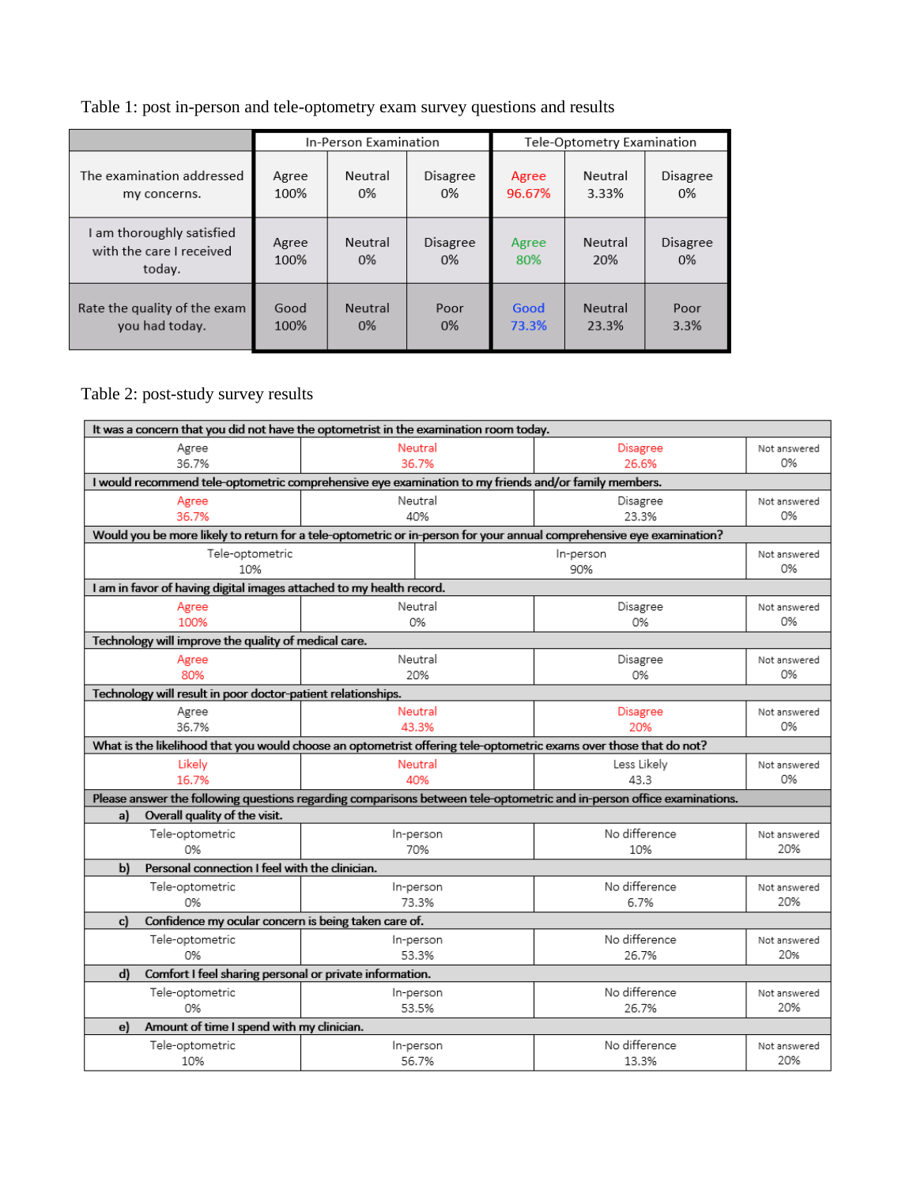Table 1: post in-person and tele-optometry exam survey questions and results

| | In-Person Examination | | | Tele-Optometry Examination | | |
|---|---|---|---|---|---|---|
| The examination addressed my concerns. | Agree 100% | Neutral 0% | Disagree 0% | Agree 96.67% | Neutral 3.33% | Disagree 0% |
| I am thoroughly satisfied with the care I received today. | Agree 100% | Neutral 0% | Disagree 0% | Agree 80% | Neutral 20% | Disagree 0% |
| Rate the quality of the exam you had today. | Good 100% | Neutral 0% | Poor 0% | Good 73.3% | Neutral 23.3% | Poor 3.3% |

Table 2: post-study survey results

| | | | |
|---|---|---|---|
| **It was a concern that you did not have the optometrist in the examination room today.** | | | |
| Agree 36.7% | Neutral 36.7% | Disagree 26.6% | Not answered 0% |
| **I would recommend tele-optometric comprehensive eye examination to my friends and/or family members.** | | | |
| Agree 36.7% | Neutral 40% | Disagree 23.3% | Not answered 0% |
| **Would you be more likely to return for a tele-optometric or in-person for your annual comprehensive eye examination?** | | | |
| Tele-optometric 10% | In-person 90% | | Not answered 0% |
| **I am in favor of having digital images attached to my health record.** | | | |
| Agree 100% | Neutral 0% | Disagree 0% | Not answered 0% |
| **Technology will improve the quality of medical care.** | | | |
| Agree 80% | Neutral 20% | Disagree 0% | Not answered 0% |
| **Technology will result in poor doctor-patient relationships.** | | | |
| Agree 36.7% | Neutral 43.3% | Disagree 20% | Not answered 0% |
| **What is the likelihood that you would choose an optometrist offering tele-optometric exams over those that do not?** | | | |
| Likely 16.7% | Neutral 40% | Less Likely 43.3 | Not answered 0% |
| **Please answer the following questions regarding comparisons between tele-optometric and in-person office examinations.** | | | |
| **a) Overall quality of the visit.** | | | |
| Tele-optometric 0% | In-person 70% | No difference 10% | Not answered 20% |
| **b) Personal connection I feel with the clinician.** | | | |
| Tele-optometric 0% | In-person 73.3% | No difference 6.7% | Not answered 20% |
| **c) Confidence my ocular concern is being taken care of.** | | | |
| Tele-optometric 0% | In-person 53.3% | No difference 26.7% | Not answered 20% |
| **d) Comfort I feel sharing personal or private information.** | | | |
| Tele-optometric 0% | In-person 53.5% | No difference 26.7% | Not answered 20% |
| **e) Amount of time I spend with my clinician.** | | | |
| Tele-optometric 10% | In-person 56.7% | No difference 13.3% | Not answered 20% |